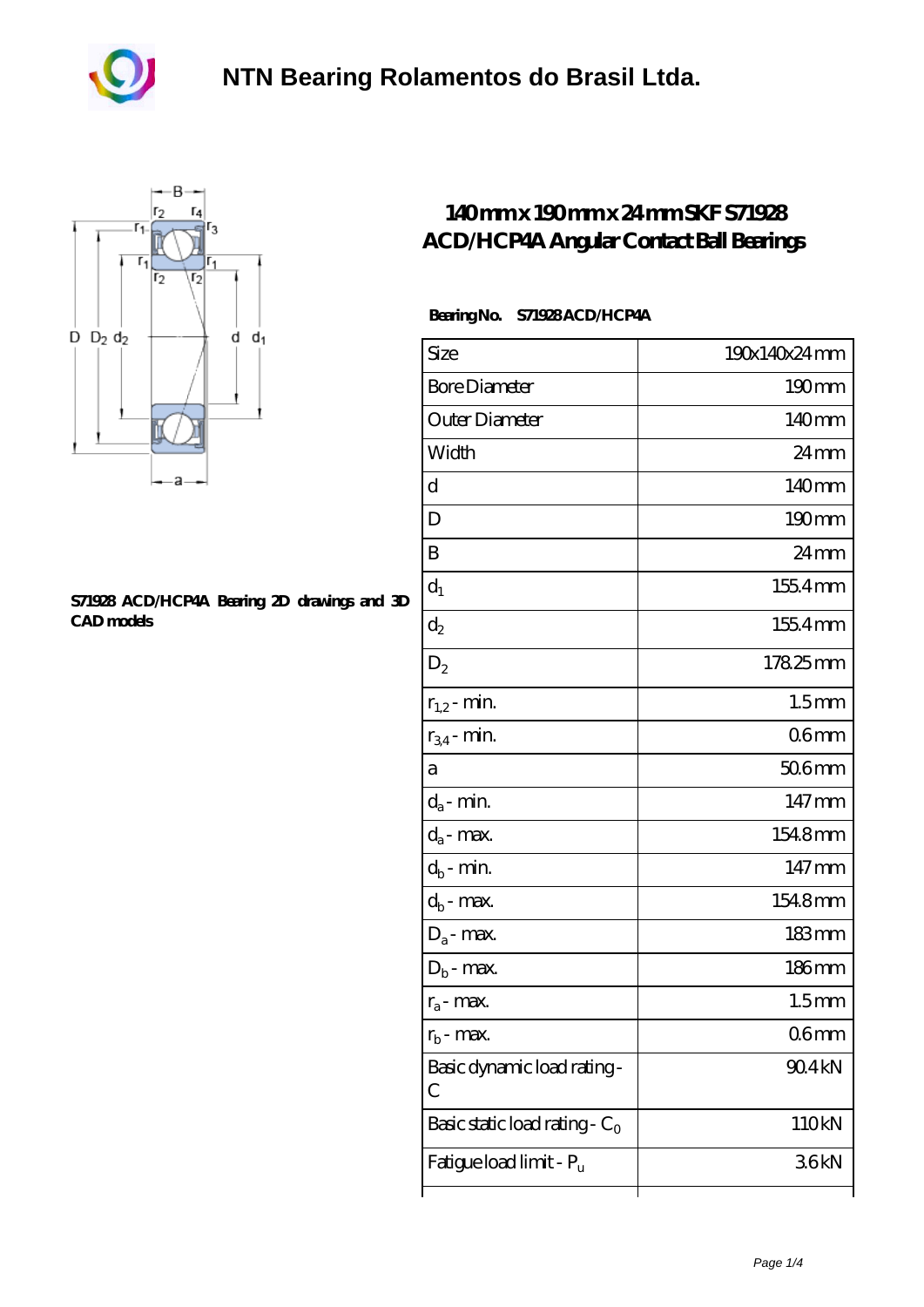# NTN Bearing Rolamentos do Brasil Ltda.

S71928 ACD/HCP4A Bearing 2D drawings and 3D CAD models

## 140 mm x 190 mm x 24 mm SKF S71928 ACD/HCP4A Angular Contact Ball Bearings

**Bearing No.** S71928 ACD/HCP4A

| | |
|---|---|
| Size | 190x140x24 mm |
| Bore Diameter | 190 mm |
| Outer Diameter | 140 mm |
| Width | 24 mm |
| d | 140 mm |
| D | 190 mm |
| B | 24 mm |
| $d_1$ | 155.4 mm |
| $d_2$ | 155.4 mm |
| $D_2$ | 178.25 mm |
| $r_{1,2}$ - min. | 1.5 mm |
| $r_{3,4}$ - min. | 0.6 mm |
| a | 50.6 mm |
| $d_a$ - min. | 147 mm |
| $d_a$ - max. | 154.8 mm |
| $d_b$ - min. | 147 mm |
| $d_b$ - max. | 154.8 mm |
| $D_a$ - max. | 183 mm |
| $D_b$ - max. | 186 mm |
| $r_a$ - max. | 1.5 mm |
| $r_b$ - max. | 0.6 mm |
| Basic dynamic load rating - C | 90.4 kN |
| Basic static load rating - $C_0$ | 110 kN |
| Fatigue load limit - $P_u$ | 3.6 kN |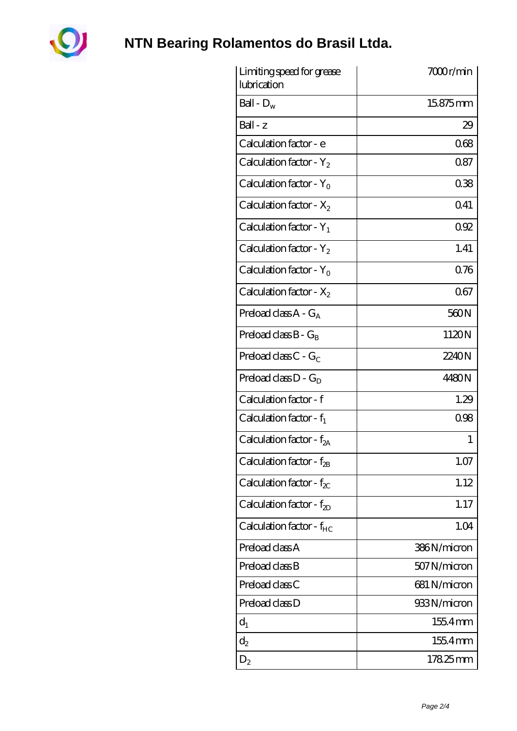| Limiting speed for grease lubrication | 7000 r/min |
| --- | --- |
| Ball - $D_w$ | 15.875 mm |
| Ball - z | 29 |
| Calculation factor - e | 0.68 |
| Calculation factor - $Y_2$ | 0.87 |
| Calculation factor - $Y_0$ | 0.38 |
| Calculation factor - $X_2$ | 0.41 |
| Calculation factor - $Y_1$ | 0.92 |
| Calculation factor - $Y_2$ | 1.41 |
| Calculation factor - $Y_0$ | 0.76 |
| Calculation factor - $X_2$ | 0.67 |
| Preload class A - $G_A$ | 560 N |
| Preload class B - $G_B$ | 1120 N |
| Preload class C - $G_C$ | 2240 N |
| Preload class D - $G_D$ | 4480 N |
| Calculation factor - f | 1.29 |
| Calculation factor - $f_1$ | 0.98 |
| Calculation factor - $f_{2A}$ | 1 |
| Calculation factor - $f_{2B}$ | 1.07 |
| Calculation factor - $f_{2C}$ | 1.12 |
| Calculation factor - $f_{2D}$ | 1.17 |
| Calculation factor - $f_{HC}$ | 1.04 |
| Preload class A | 386 N/micron |
| Preload class B | 507 N/micron |
| Preload class C | 681 N/micron |
| Preload class D | 933 N/micron |
| $d_1$ | 155.4 mm |
| $d_2$ | 155.4 mm |
| $D_2$ | 178.25 mm |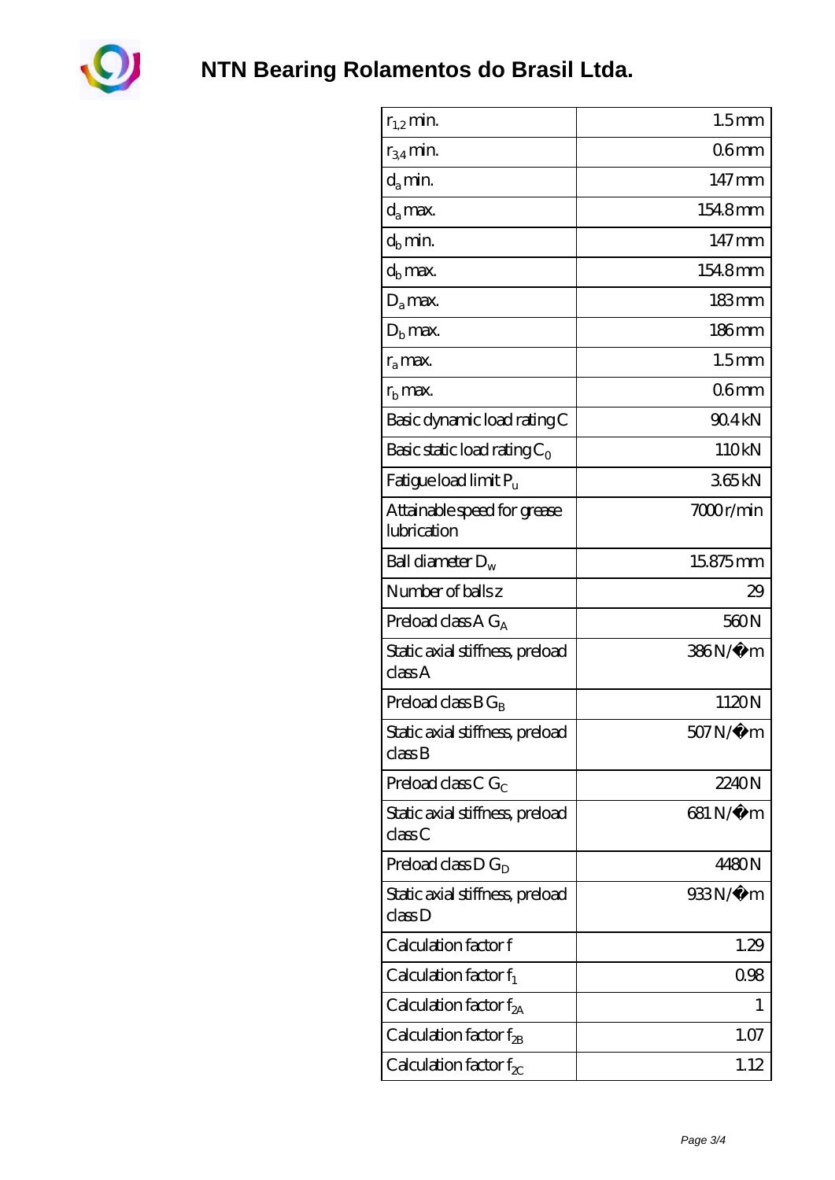# NTN Bearing Rolamentos do Brasil Ltda.

| | |
|---|---|
| $r_{1,2}$ min. | 1.5 mm |
| $r_{3,4}$ min. | 0.6 mm |
| $d_a$ min. | 147 mm |
| $d_a$ max. | 154.8 mm |
| $d_b$ min. | 147 mm |
| $d_b$ max. | 154.8 mm |
| $D_a$ max. | 183 mm |
| $D_b$ max. | 186 mm |
| $r_a$ max. | 1.5 mm |
| $r_b$ max. | 0.6 mm |
| Basic dynamic load rating C | 90.4 kN |
| Basic static load rating $C_0$ | 110 kN |
| Fatigue load limit $P_u$ | 3.65 kN |
| Attainable speed for grease lubrication | 7000 r/min |
| Ball diameter $D_w$ | 15.875 mm |
| Number of balls z | 29 |
| Preload class A $G_A$ | 560 N |
| Static axial stiffness, preload class A | 386 N/�m |
| Preload class B $G_B$ | 1120 N |
| Static axial stiffness, preload class B | 507 N/�m |
| Preload class C $G_C$ | 2240 N |
| Static axial stiffness, preload class C | 681 N/�m |
| Preload class D $G_D$ | 4480 N |
| Static axial stiffness, preload class D | 933 N/�m |
| Calculation factor f | 1.29 |
| Calculation factor $f_1$ | 0.98 |
| Calculation factor $f_{2A}$ | 1 |
| Calculation factor $f_{2B}$ | 1.07 |
| Calculation factor $f_{2C}$ | 1.12 |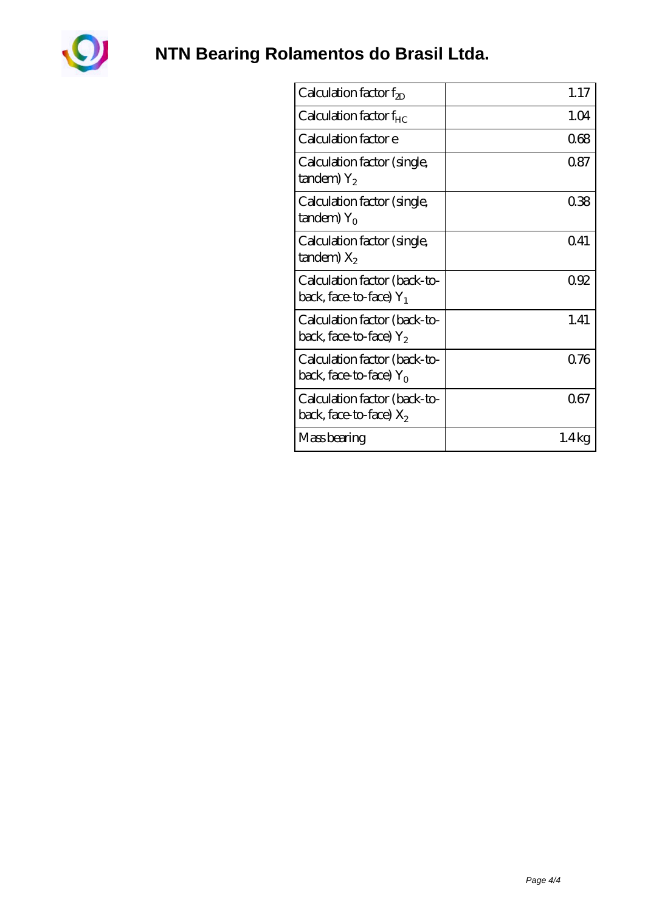# NTN Bearing Rolamentos do Brasil Ltda.

| | |
|---|---|
| Calculation factor $f_{2D}$ | 1.17 |
| Calculation factor $f_{HC}$ | 1.04 |
| Calculation factor e | 0.68 |
| Calculation factor (single, tandem) $Y_2$ | 0.87 |
| Calculation factor (single, tandem) $Y_0$ | 0.38 |
| Calculation factor (single, tandem) $X_2$ | 0.41 |
| Calculation factor (back-to-back, face-to-face) $Y_1$ | 0.92 |
| Calculation factor (back-to-back, face-to-face) $Y_2$ | 1.41 |
| Calculation factor (back-to-back, face-to-face) $Y_0$ | 0.76 |
| Calculation factor (back-to-back, face-to-face) $X_2$ | 0.67 |
| Mass bearing | 1.4 kg |